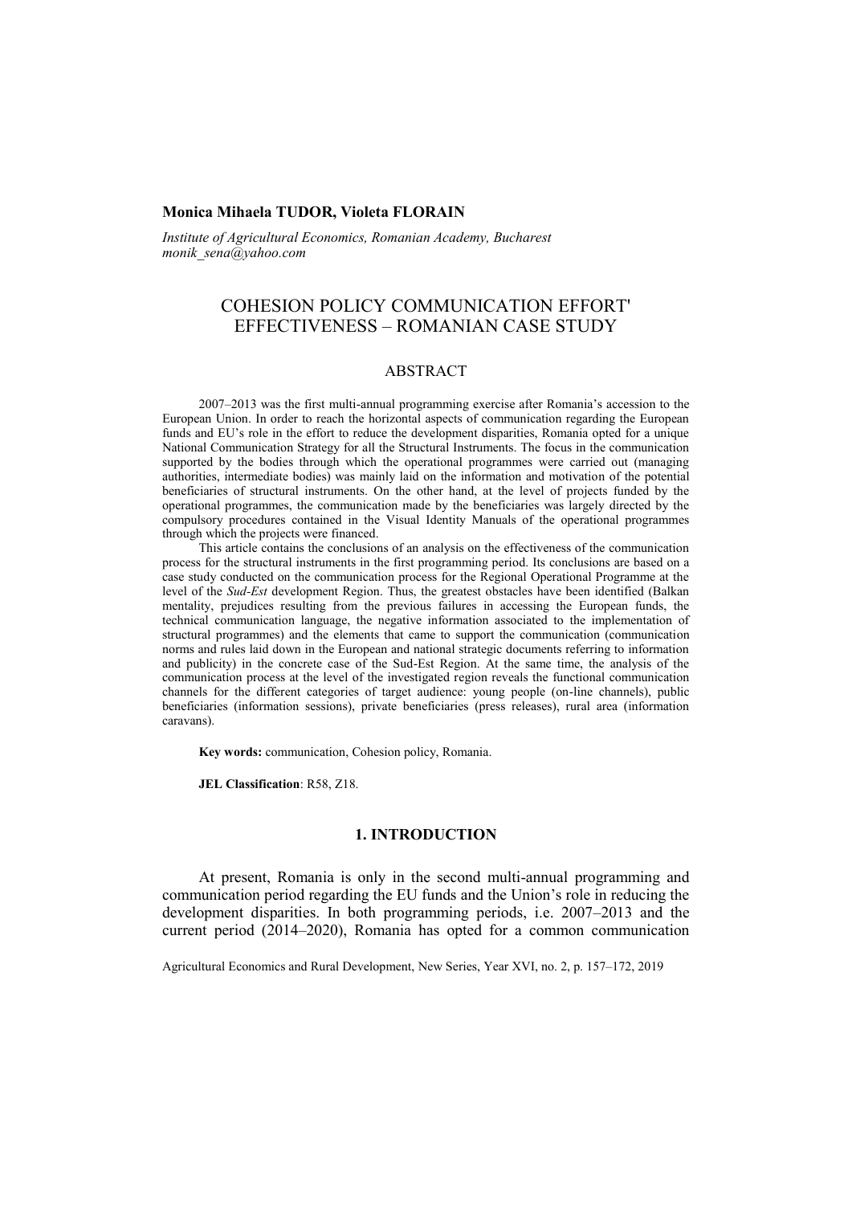**Monica Mihaela TUDOR, Violeta FLORAIN**

*Institute of Agricultural Economics, Romanian Academy, Bucharest*
*monik_sena@yahoo.com*

# COHESION POLICY COMMUNICATION EFFORT' EFFECTIVENESS – ROMANIAN CASE STUDY

## ABSTRACT

2007–2013 was the first multi-annual programming exercise after Romania's accession to the European Union. In order to reach the horizontal aspects of communication regarding the European funds and EU's role in the effort to reduce the development disparities, Romania opted for a unique National Communication Strategy for all the Structural Instruments. The focus in the communication supported by the bodies through which the operational programmes were carried out (managing authorities, intermediate bodies) was mainly laid on the information and motivation of the potential beneficiaries of structural instruments. On the other hand, at the level of projects funded by the operational programmes, the communication made by the beneficiaries was largely directed by the compulsory procedures contained in the Visual Identity Manuals of the operational programmes through which the projects were financed.

This article contains the conclusions of an analysis on the effectiveness of the communication process for the structural instruments in the first programming period. Its conclusions are based on a case study conducted on the communication process for the Regional Operational Programme at the level of the *Sud-Est* development Region. Thus, the greatest obstacles have been identified (Balkan mentality, prejudices resulting from the previous failures in accessing the European funds, the technical communication language, the negative information associated to the implementation of structural programmes) and the elements that came to support the communication (communication norms and rules laid down in the European and national strategic documents referring to information and publicity) in the concrete case of the Sud-Est Region. At the same time, the analysis of the communication process at the level of the investigated region reveals the functional communication channels for the different categories of target audience: young people (on-line channels), public beneficiaries (information sessions), private beneficiaries (press releases), rural area (information caravans).

**Key words:** communication, Cohesion policy, Romania.

**JEL Classification**: R58, Z18.

## 1. INTRODUCTION

At present, Romania is only in the second multi-annual programming and communication period regarding the EU funds and the Union's role in reducing the development disparities. In both programming periods, i.e. 2007–2013 and the current period (2014–2020), Romania has opted for a common communication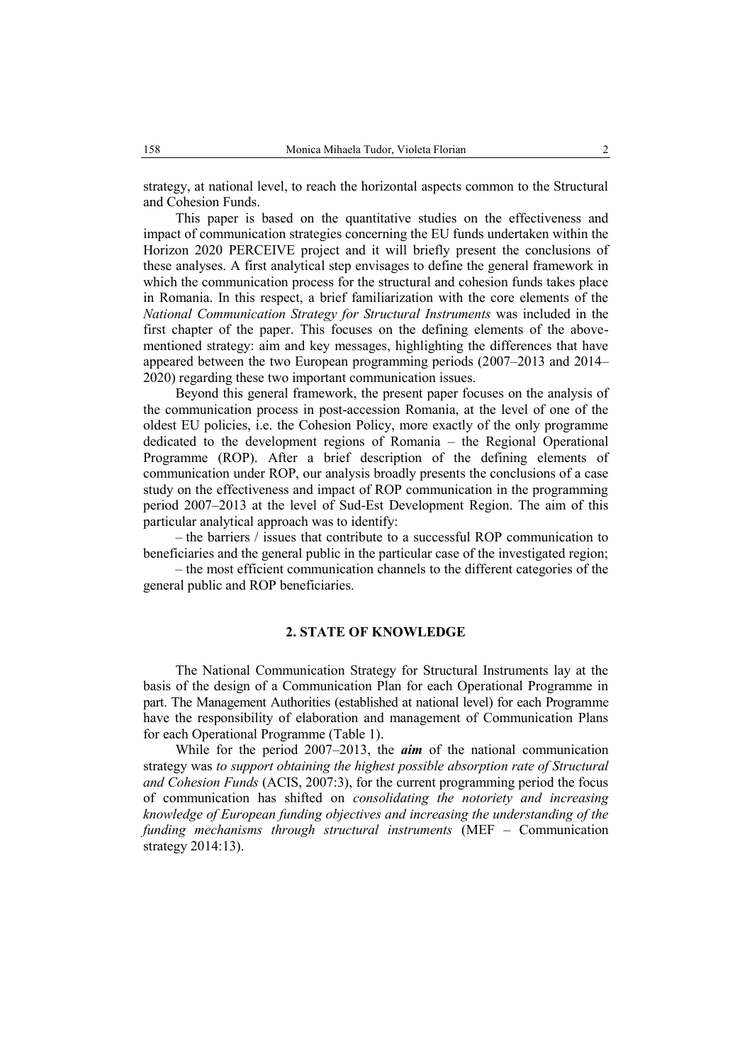strategy, at national level, to reach the horizontal aspects common to the Structural and Cohesion Funds.

This paper is based on the quantitative studies on the effectiveness and impact of communication strategies concerning the EU funds undertaken within the Horizon 2020 PERCEIVE project and it will briefly present the conclusions of these analyses. A first analytical step envisages to define the general framework in which the communication process for the structural and cohesion funds takes place in Romania. In this respect, a brief familiarization with the core elements of the *National Communication Strategy for Structural Instruments* was included in the first chapter of the paper. This focuses on the defining elements of the above-mentioned strategy: aim and key messages, highlighting the differences that have appeared between the two European programming periods (2007–2013 and 2014–2020) regarding these two important communication issues.

Beyond this general framework, the present paper focuses on the analysis of the communication process in post-accession Romania, at the level of one of the oldest EU policies, i.e. the Cohesion Policy, more exactly of the only programme dedicated to the development regions of Romania – the Regional Operational Programme (ROP). After a brief description of the defining elements of communication under ROP, our analysis broadly presents the conclusions of a case study on the effectiveness and impact of ROP communication in the programming period 2007–2013 at the level of Sud-Est Development Region. The aim of this particular analytical approach was to identify:

– the barriers / issues that contribute to a successful ROP communication to beneficiaries and the general public in the particular case of the investigated region;

– the most efficient communication channels to the different categories of the general public and ROP beneficiaries.

## 2. STATE OF KNOWLEDGE

The National Communication Strategy for Structural Instruments lay at the basis of the design of a Communication Plan for each Operational Programme in part. The Management Authorities (established at national level) for each Programme have the responsibility of elaboration and management of Communication Plans for each Operational Programme (Table 1).

While for the period 2007–2013, the ***aim*** of the national communication strategy was *to support obtaining the highest possible absorption rate of Structural and Cohesion Funds* (ACIS, 2007:3), for the current programming period the focus of communication has shifted on *consolidating the notoriety and increasing knowledge of European funding objectives and increasing the understanding of the funding mechanisms through structural instruments* (MEF – Communication strategy 2014:13).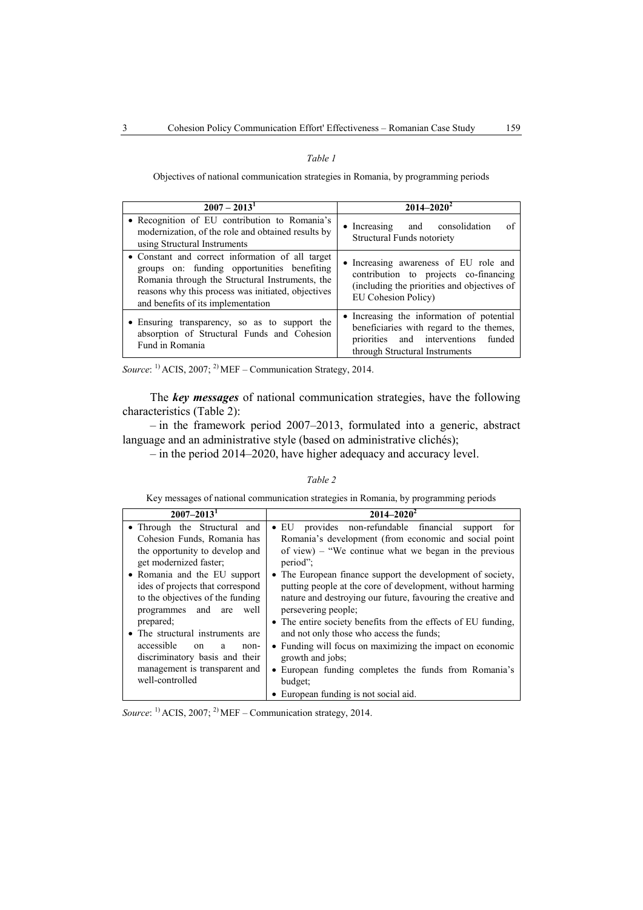*Table 1*

Objectives of national communication strategies in Romania, by programming periods

| 2007 – 2013[1] | 2014–2020[2] |
|---|---|
| • Recognition of EU contribution to Romania's modernization, of the role and obtained results by using Structural Instruments | • Increasing and consolidation of Structural Funds notoriety |
| • Constant and correct information of all target groups on: funding opportunities benefiting Romania through the Structural Instruments, the reasons why this process was initiated, objectives and benefits of its implementation | • Increasing awareness of EU role and contribution to projects co-financing (including the priorities and objectives of EU Cohesion Policy) |
| • Ensuring transparency, so as to support the absorption of Structural Funds and Cohesion Fund in Romania | • Increasing the information of potential beneficiaries with regard to the themes, priorities and interventions funded through Structural Instruments |

*Source*: [1] ACIS, 2007; [2] MEF – Communication Strategy, 2014.

The ***key messages*** of national communication strategies, have the following characteristics (Table 2):

– in the framework period 2007–2013, formulated into a generic, abstract language and an administrative style (based on administrative clichés);

– in the period 2014–2020, have higher adequacy and accuracy level.

*Table 2*

Key messages of national communication strategies in Romania, by programming periods

| 2007–2013[1] | 2014–2020[2] |
|---|---|
| • Through the Structural and Cohesion Funds, Romania has the opportunity to develop and get modernized faster;<br>• Romania and the EU support ides of projects that correspond to the objectives of the funding programmes and are well prepared;<br>• The structural instruments are accessible on a non-discriminatory basis and their management is transparent and well-controlled | • EU provides non-refundable financial support for Romania's development (from economic and social point of view) – "We continue what we began in the previous period";<br>• The European finance support the development of society, putting people at the core of development, without harming nature and destroying our future, favouring the creative and persevering people;<br>• The entire society benefits from the effects of EU funding, and not only those who access the funds;<br>• Funding will focus on maximizing the impact on economic growth and jobs;<br>• European funding completes the funds from Romania's budget;<br>• European funding is not social aid. |

*Source*: [1] ACIS, 2007; [2] MEF – Communication strategy, 2014.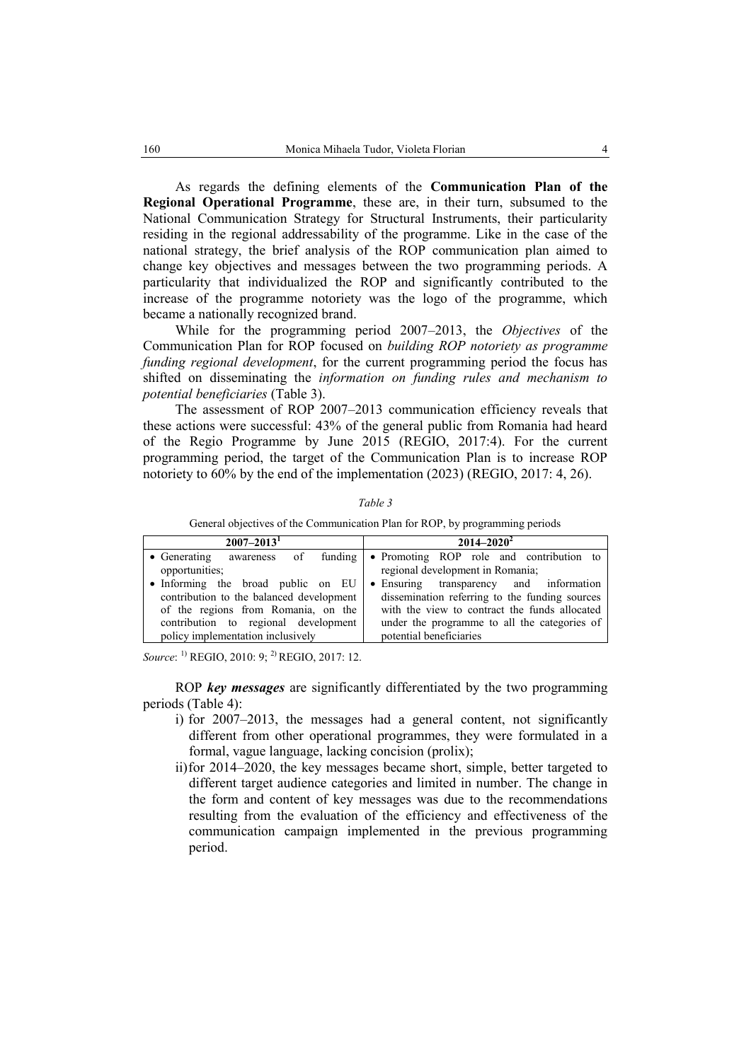As regards the defining elements of the **Communication Plan of the Regional Operational Programme**, these are, in their turn, subsumed to the National Communication Strategy for Structural Instruments, their particularity residing in the regional addressability of the programme. Like in the case of the national strategy, the brief analysis of the ROP communication plan aimed to change key objectives and messages between the two programming periods. A particularity that individualized the ROP and significantly contributed to the increase of the programme notoriety was the logo of the programme, which became a nationally recognized brand.

While for the programming period 2007–2013, the *Objectives* of the Communication Plan for ROP focused on *building ROP notoriety as programme funding regional development*, for the current programming period the focus has shifted on disseminating the *information on funding rules and mechanism to potential beneficiaries* (Table 3).

The assessment of ROP 2007–2013 communication efficiency reveals that these actions were successful: 43% of the general public from Romania had heard of the Regio Programme by June 2015 (REGIO, 2017:4). For the current programming period, the target of the Communication Plan is to increase ROP notoriety to 60% by the end of the implementation (2023) (REGIO, 2017: 4, 26).

*Table 3*

General objectives of the Communication Plan for ROP, by programming periods

| 2007–2013[1] | 2014–2020[2] |
|---|---|
| • Generating awareness of funding opportunities;<br>• Informing the broad public on EU contribution to the balanced development of the regions from Romania, on the contribution to regional development policy implementation inclusively | • Promoting ROP role and contribution to regional development in Romania;<br>• Ensuring transparency and information dissemination referring to the funding sources with the view to contract the funds allocated under the programme to all the categories of potential beneficiaries |

*Source*: [1] REGIO, 2010: 9; [2] REGIO, 2017: 12.

ROP ***key messages*** are significantly differentiated by the two programming periods (Table 4):

i) for 2007–2013, the messages had a general content, not significantly different from other operational programmes, they were formulated in a formal, vague language, lacking concision (prolix);

ii) for 2014–2020, the key messages became short, simple, better targeted to different target audience categories and limited in number. The change in the form and content of key messages was due to the recommendations resulting from the evaluation of the efficiency and effectiveness of the communication campaign implemented in the previous programming period.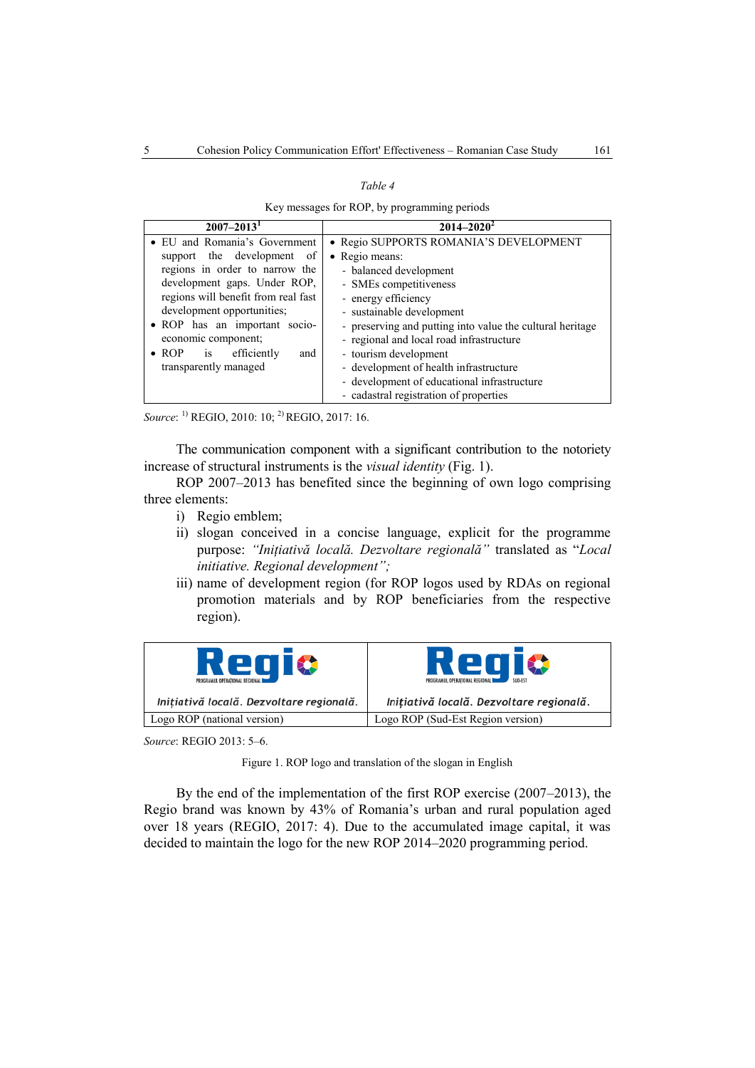*Table 4*

Key messages for ROP, by programming periods

| 2007–2013[1] | 2014–2020[2] |
|---|---|
| • EU and Romania's Government support the development of regions in order to narrow the development gaps. Under ROP, regions will benefit from real fast development opportunities;<br>• ROP has an important socio-economic component;<br>• ROP is efficiently and transparently managed | • Regio SUPPORTS ROMANIA'S DEVELOPMENT<br>• Regio means:<br>- balanced development<br>- SMEs competitiveness<br>- energy efficiency<br>- sustainable development<br>- preserving and putting into value the cultural heritage<br>- regional and local road infrastructure<br>- tourism development<br>- development of health infrastructure<br>- development of educational infrastructure<br>- cadastral registration of properties |

*Source*: [1] REGIO, 2010: 10; [2] REGIO, 2017: 16.

The communication component with a significant contribution to the notoriety increase of structural instruments is the *visual identity* (Fig. 1).

ROP 2007–2013 has benefited since the beginning of own logo comprising three elements:

i) Regio emblem;
ii) slogan conceived in a concise language, explicit for the programme purpose: *"Inițiativă locală. Dezvoltare regională"* translated as "*Local initiative. Regional development";*
iii) name of development region (for ROP logos used by RDAs on regional promotion materials and by ROP beneficiaries from the respective region).

| Regio<br>PROGRAMUL OPERAȚIONAL REGIONAL<br>*Inițiativă locală. Dezvoltare regională.* | Regio<br>PROGRAMUL OPERAȚIONAL REGIONAL SUD-EST<br>*Inițiativă locală. Dezvoltare regională.* |
|---|---|
| Logo ROP (national version) | Logo ROP (Sud-Est Region version) |

*Source*: REGIO 2013: 5–6.

Figure 1. ROP logo and translation of the slogan in English

By the end of the implementation of the first ROP exercise (2007–2013), the Regio brand was known by 43% of Romania's urban and rural population aged over 18 years (REGIO, 2017: 4). Due to the accumulated image capital, it was decided to maintain the logo for the new ROP 2014–2020 programming period.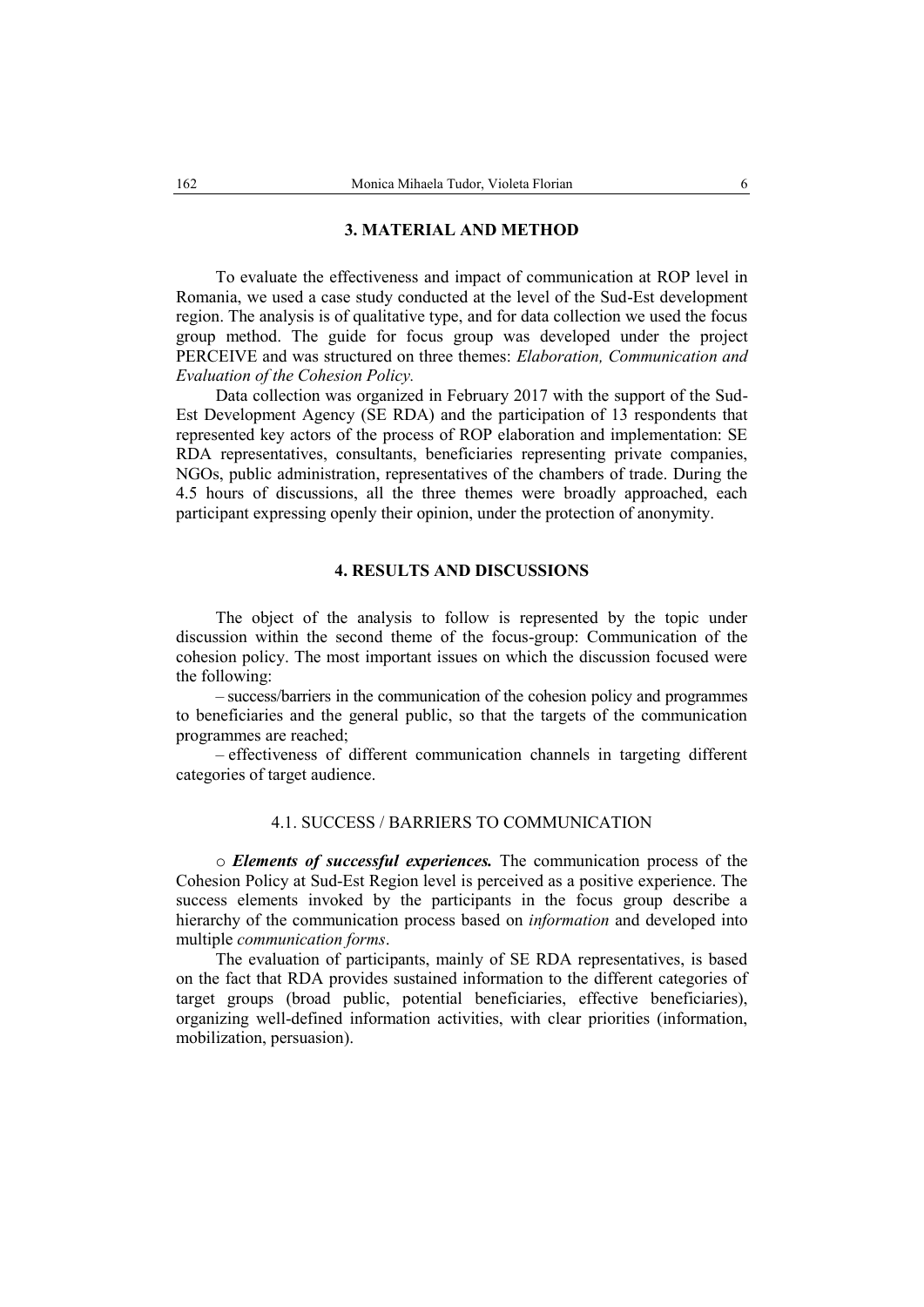## 3. MATERIAL AND METHOD

To evaluate the effectiveness and impact of communication at ROP level in Romania, we used a case study conducted at the level of the Sud-Est development region. The analysis is of qualitative type, and for data collection we used the focus group method. The guide for focus group was developed under the project PERCEIVE and was structured on three themes: *Elaboration, Communication and Evaluation of the Cohesion Policy.*

Data collection was organized in February 2017 with the support of the Sud-Est Development Agency (SE RDA) and the participation of 13 respondents that represented key actors of the process of ROP elaboration and implementation: SE RDA representatives, consultants, beneficiaries representing private companies, NGOs, public administration, representatives of the chambers of trade. During the 4.5 hours of discussions, all the three themes were broadly approached, each participant expressing openly their opinion, under the protection of anonymity.

## 4. RESULTS AND DISCUSSIONS

The object of the analysis to follow is represented by the topic under discussion within the second theme of the focus-group: Communication of the cohesion policy. The most important issues on which the discussion focused were the following:

– success/barriers in the communication of the cohesion policy and programmes to beneficiaries and the general public, so that the targets of the communication programmes are reached;

– effectiveness of different communication channels in targeting different categories of target audience.

### 4.1. SUCCESS / BARRIERS TO COMMUNICATION

○ ***Elements of successful experiences.*** The communication process of the Cohesion Policy at Sud-Est Region level is perceived as a positive experience. The success elements invoked by the participants in the focus group describe a hierarchy of the communication process based on *information* and developed into multiple *communication forms*.

The evaluation of participants, mainly of SE RDA representatives, is based on the fact that RDA provides sustained information to the different categories of target groups (broad public, potential beneficiaries, effective beneficiaries), organizing well-defined information activities, with clear priorities (information, mobilization, persuasion).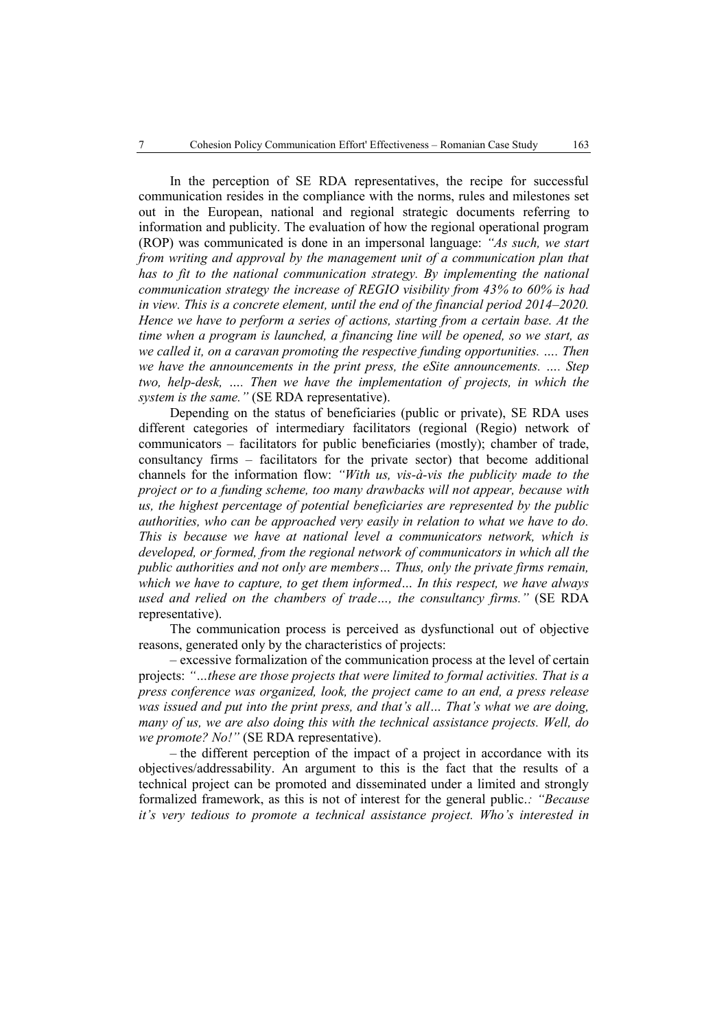In the perception of SE RDA representatives, the recipe for successful communication resides in the compliance with the norms, rules and milestones set out in the European, national and regional strategic documents referring to information and publicity. The evaluation of how the regional operational program (ROP) was communicated is done in an impersonal language: *"As such, we start from writing and approval by the management unit of a communication plan that has to fit to the national communication strategy. By implementing the national communication strategy the increase of REGIO visibility from 43% to 60% is had in view. This is a concrete element, until the end of the financial period 2014–2020. Hence we have to perform a series of actions, starting from a certain base. At the time when a program is launched, a financing line will be opened, so we start, as we called it, on a caravan promoting the respective funding opportunities. …. Then we have the announcements in the print press, the eSite announcements. …. Step two, help-desk, …. Then we have the implementation of projects, in which the system is the same."* (SE RDA representative).

Depending on the status of beneficiaries (public or private), SE RDA uses different categories of intermediary facilitators (regional (Regio) network of communicators – facilitators for public beneficiaries (mostly); chamber of trade, consultancy firms – facilitators for the private sector) that become additional channels for the information flow: *"With us, vis-à-vis the publicity made to the project or to a funding scheme, too many drawbacks will not appear, because with us, the highest percentage of potential beneficiaries are represented by the public authorities, who can be approached very easily in relation to what we have to do. This is because we have at national level a communicators network, which is developed, or formed, from the regional network of communicators in which all the public authorities and not only are members… Thus, only the private firms remain, which we have to capture, to get them informed… In this respect, we have always used and relied on the chambers of trade…, the consultancy firms."* (SE RDA representative).

The communication process is perceived as dysfunctional out of objective reasons, generated only by the characteristics of projects:

– excessive formalization of the communication process at the level of certain projects: *"…these are those projects that were limited to formal activities. That is a press conference was organized, look, the project came to an end, a press release was issued and put into the print press, and that's all… That's what we are doing, many of us, we are also doing this with the technical assistance projects. Well, do we promote? No!"* (SE RDA representative).

– the different perception of the impact of a project in accordance with its objectives/addressability. An argument to this is the fact that the results of a technical project can be promoted and disseminated under a limited and strongly formalized framework, as this is not of interest for the general public.*: "Because it's very tedious to promote a technical assistance project. Who's interested in*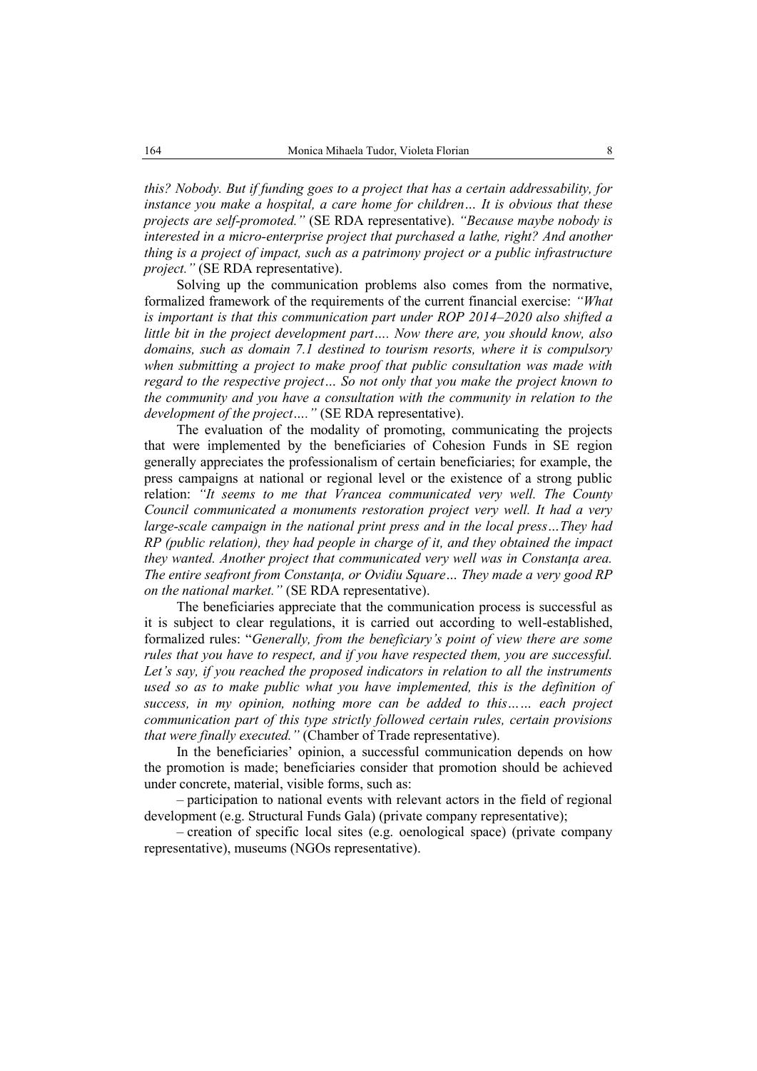*this? Nobody. But if funding goes to a project that has a certain addressability, for instance you make a hospital, a care home for children… It is obvious that these projects are self-promoted."* (SE RDA representative). *"Because maybe nobody is interested in a micro-enterprise project that purchased a lathe, right? And another thing is a project of impact, such as a patrimony project or a public infrastructure project."* (SE RDA representative).

Solving up the communication problems also comes from the normative, formalized framework of the requirements of the current financial exercise: *"What is important is that this communication part under ROP 2014–2020 also shifted a little bit in the project development part…. Now there are, you should know, also domains, such as domain 7.1 destined to tourism resorts, where it is compulsory when submitting a project to make proof that public consultation was made with regard to the respective project… So not only that you make the project known to the community and you have a consultation with the community in relation to the development of the project…."* (SE RDA representative).

The evaluation of the modality of promoting, communicating the projects that were implemented by the beneficiaries of Cohesion Funds in SE region generally appreciates the professionalism of certain beneficiaries; for example, the press campaigns at national or regional level or the existence of a strong public relation: *"It seems to me that Vrancea communicated very well. The County Council communicated a monuments restoration project very well. It had a very large-scale campaign in the national print press and in the local press…They had RP (public relation), they had people in charge of it, and they obtained the impact they wanted. Another project that communicated very well was in Constanţa area. The entire seafront from Constanţa, or Ovidiu Square… They made a very good RP on the national market."* (SE RDA representative).

The beneficiaries appreciate that the communication process is successful as it is subject to clear regulations, it is carried out according to well-established, formalized rules: "*Generally, from the beneficiary's point of view there are some rules that you have to respect, and if you have respected them, you are successful. Let's say, if you reached the proposed indicators in relation to all the instruments used so as to make public what you have implemented, this is the definition of success, in my opinion, nothing more can be added to this…… each project communication part of this type strictly followed certain rules, certain provisions that were finally executed."* (Chamber of Trade representative).

In the beneficiaries' opinion, a successful communication depends on how the promotion is made; beneficiaries consider that promotion should be achieved under concrete, material, visible forms, such as:

– participation to national events with relevant actors in the field of regional development (e.g. Structural Funds Gala) (private company representative);

– creation of specific local sites (e.g. oenological space) (private company representative), museums (NGOs representative).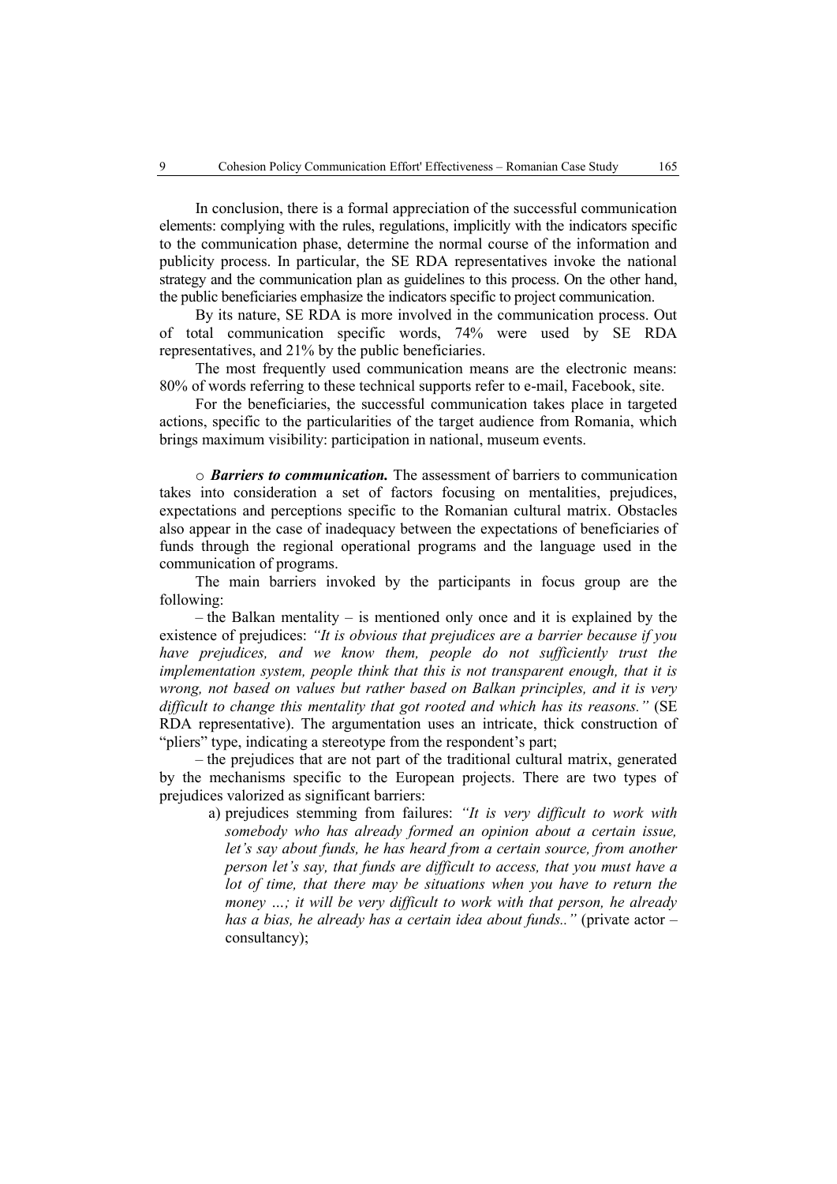In conclusion, there is a formal appreciation of the successful communication elements: complying with the rules, regulations, implicitly with the indicators specific to the communication phase, determine the normal course of the information and publicity process. In particular, the SE RDA representatives invoke the national strategy and the communication plan as guidelines to this process. On the other hand, the public beneficiaries emphasize the indicators specific to project communication.

By its nature, SE RDA is more involved in the communication process. Out of total communication specific words, 74% were used by SE RDA representatives, and 21% by the public beneficiaries.

The most frequently used communication means are the electronic means: 80% of words referring to these technical supports refer to e-mail, Facebook, site.

For the beneficiaries, the successful communication takes place in targeted actions, specific to the particularities of the target audience from Romania, which brings maximum visibility: participation in national, museum events.

○ ***Barriers to communication.*** The assessment of barriers to communication takes into consideration a set of factors focusing on mentalities, prejudices, expectations and perceptions specific to the Romanian cultural matrix. Obstacles also appear in the case of inadequacy between the expectations of beneficiaries of funds through the regional operational programs and the language used in the communication of programs.

The main barriers invoked by the participants in focus group are the following:

– the Balkan mentality – is mentioned only once and it is explained by the existence of prejudices: *"It is obvious that prejudices are a barrier because if you have prejudices, and we know them, people do not sufficiently trust the implementation system, people think that this is not transparent enough, that it is wrong, not based on values but rather based on Balkan principles, and it is very difficult to change this mentality that got rooted and which has its reasons."* (SE RDA representative). The argumentation uses an intricate, thick construction of "pliers" type, indicating a stereotype from the respondent's part;

– the prejudices that are not part of the traditional cultural matrix, generated by the mechanisms specific to the European projects. There are two types of prejudices valorized as significant barriers:

a) prejudices stemming from failures: *"It is very difficult to work with somebody who has already formed an opinion about a certain issue, let's say about funds, he has heard from a certain source, from another person let's say, that funds are difficult to access, that you must have a lot of time, that there may be situations when you have to return the money …; it will be very difficult to work with that person, he already has a bias, he already has a certain idea about funds.."* (private actor – consultancy);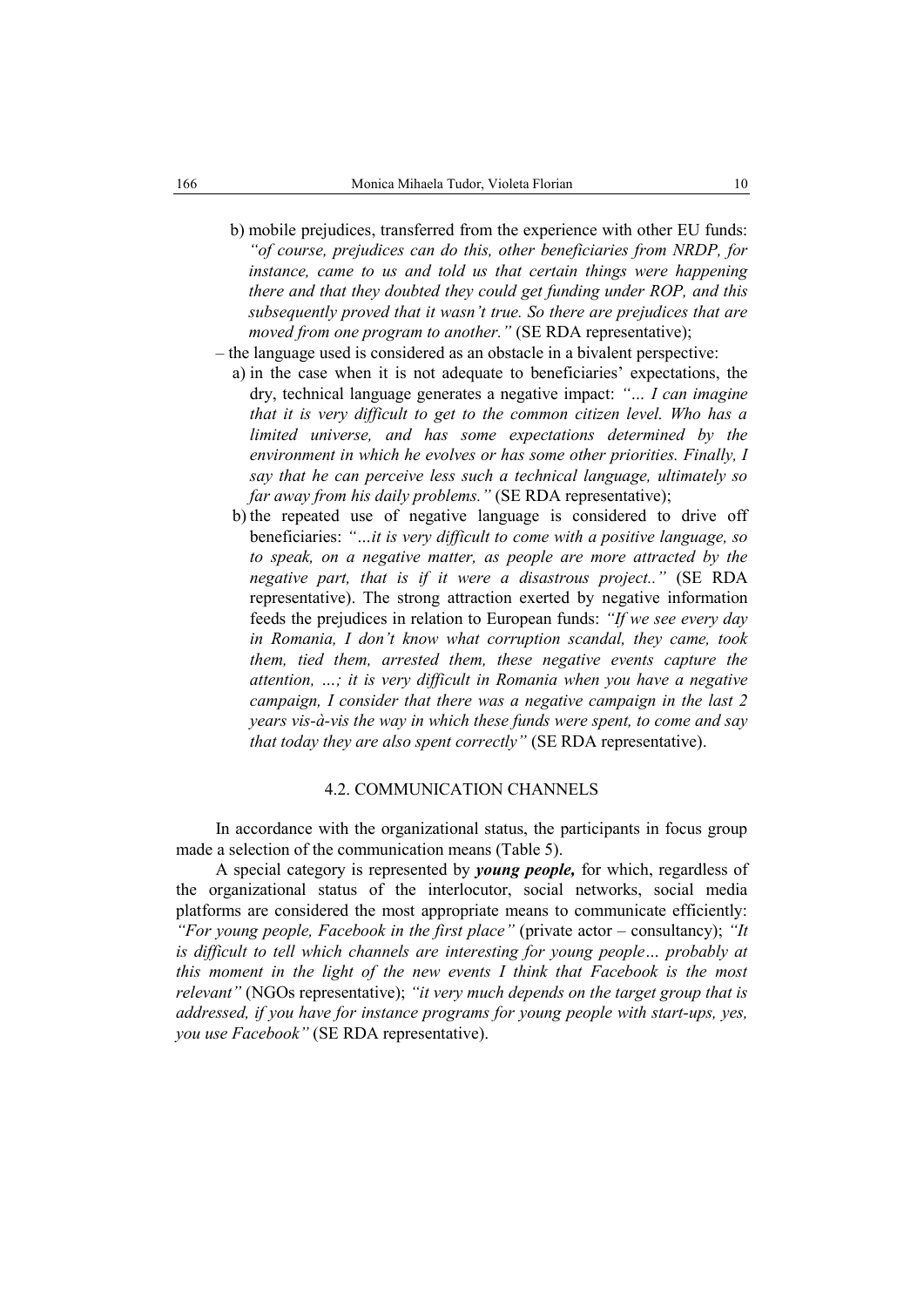b) mobile prejudices, transferred from the experience with other EU funds: *"of course, prejudices can do this, other beneficiaries from NRDP, for instance, came to us and told us that certain things were happening there and that they doubted they could get funding under ROP, and this subsequently proved that it wasn't true. So there are prejudices that are moved from one program to another."* (SE RDA representative);

– the language used is considered as an obstacle in a bivalent perspective:

a) in the case when it is not adequate to beneficiaries' expectations, the dry, technical language generates a negative impact: *"… I can imagine that it is very difficult to get to the common citizen level. Who has a limited universe, and has some expectations determined by the environment in which he evolves or has some other priorities. Finally, I say that he can perceive less such a technical language, ultimately so far away from his daily problems."* (SE RDA representative);

b) the repeated use of negative language is considered to drive off beneficiaries: *"…it is very difficult to come with a positive language, so to speak, on a negative matter, as people are more attracted by the negative part, that is if it were a disastrous project.."* (SE RDA representative). The strong attraction exerted by negative information feeds the prejudices in relation to European funds: *"If we see every day in Romania, I don't know what corruption scandal, they came, took them, tied them, arrested them, these negative events capture the attention, …; it is very difficult in Romania when you have a negative campaign, I consider that there was a negative campaign in the last 2 years vis-à-vis the way in which these funds were spent, to come and say that today they are also spent correctly"* (SE RDA representative).

### 4.2. COMMUNICATION CHANNELS

In accordance with the organizational status, the participants in focus group made a selection of the communication means (Table 5).

A special category is represented by ***young people,*** for which, regardless of the organizational status of the interlocutor, social networks, social media platforms are considered the most appropriate means to communicate efficiently: *"For young people, Facebook in the first place"* (private actor – consultancy); *"It is difficult to tell which channels are interesting for young people… probably at this moment in the light of the new events I think that Facebook is the most relevant"* (NGOs representative); *"it very much depends on the target group that is addressed, if you have for instance programs for young people with start-ups, yes, you use Facebook"* (SE RDA representative).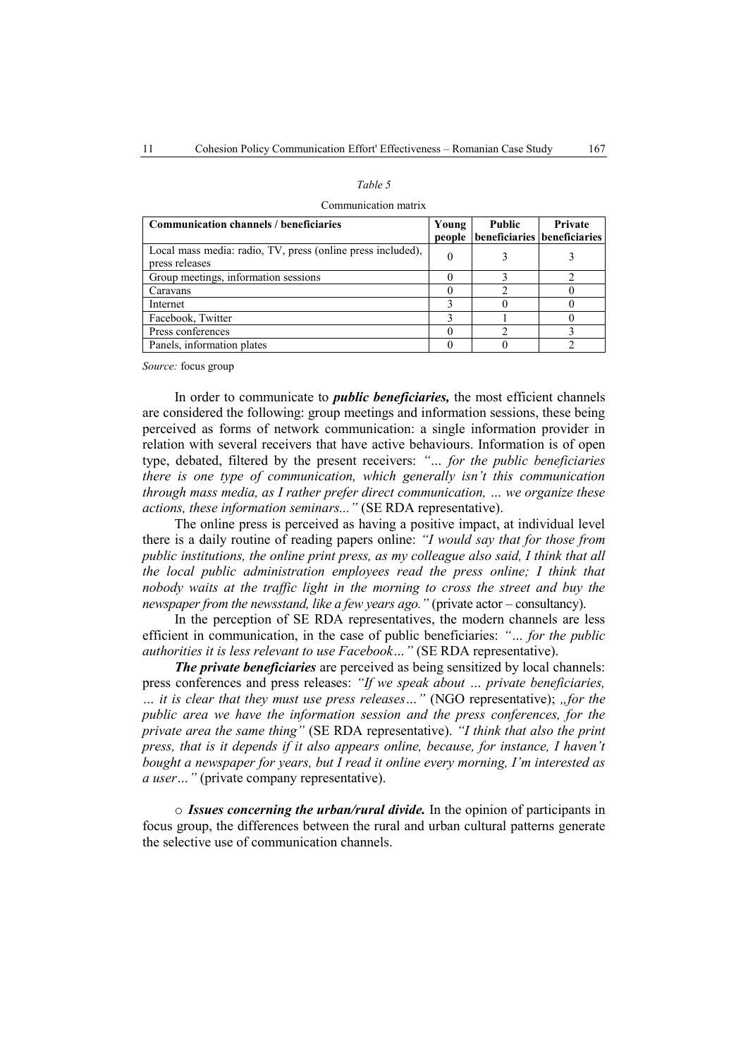*Table 5*

Communication matrix

| Communication channels / beneficiaries | Young people | Public beneficiaries | Private beneficiaries |
|---|---|---|---|
| Local mass media: radio, TV, press (online press included), press releases | 0 | 3 | 3 |
| Group meetings, information sessions | 0 | 3 | 2 |
| Caravans | 0 | 2 | 0 |
| Internet | 3 | 0 | 0 |
| Facebook, Twitter | 3 | 1 | 0 |
| Press conferences | 0 | 2 | 3 |
| Panels, information plates | 0 | 0 | 2 |

*Source:* focus group

In order to communicate to ***public beneficiaries,*** the most efficient channels are considered the following: group meetings and information sessions, these being perceived as forms of network communication: a single information provider in relation with several receivers that have active behaviours. Information is of open type, debated, filtered by the present receivers: *"… for the public beneficiaries there is one type of communication, which generally isn't this communication through mass media, as I rather prefer direct communication, … we organize these actions, these information seminars..."* (SE RDA representative).

The online press is perceived as having a positive impact, at individual level there is a daily routine of reading papers online: *"I would say that for those from public institutions, the online print press, as my colleague also said, I think that all the local public administration employees read the press online; I think that nobody waits at the traffic light in the morning to cross the street and buy the newspaper from the newsstand, like a few years ago."* (private actor – consultancy).

In the perception of SE RDA representatives, the modern channels are less efficient in communication, in the case of public beneficiaries: *"… for the public authorities it is less relevant to use Facebook…"* (SE RDA representative).

***The private beneficiaries*** are perceived as being sensitized by local channels: press conferences and press releases: *"If we speak about … private beneficiaries, … it is clear that they must use press releases…"* (NGO representative); *„for the public area we have the information session and the press conferences, for the private area the same thing"* (SE RDA representative). *"I think that also the print press, that is it depends if it also appears online, because, for instance, I haven't bought a newspaper for years, but I read it online every morning, I'm interested as a user…"* (private company representative).

○ ***Issues concerning the urban/rural divide.*** In the opinion of participants in focus group, the differences between the rural and urban cultural patterns generate the selective use of communication channels.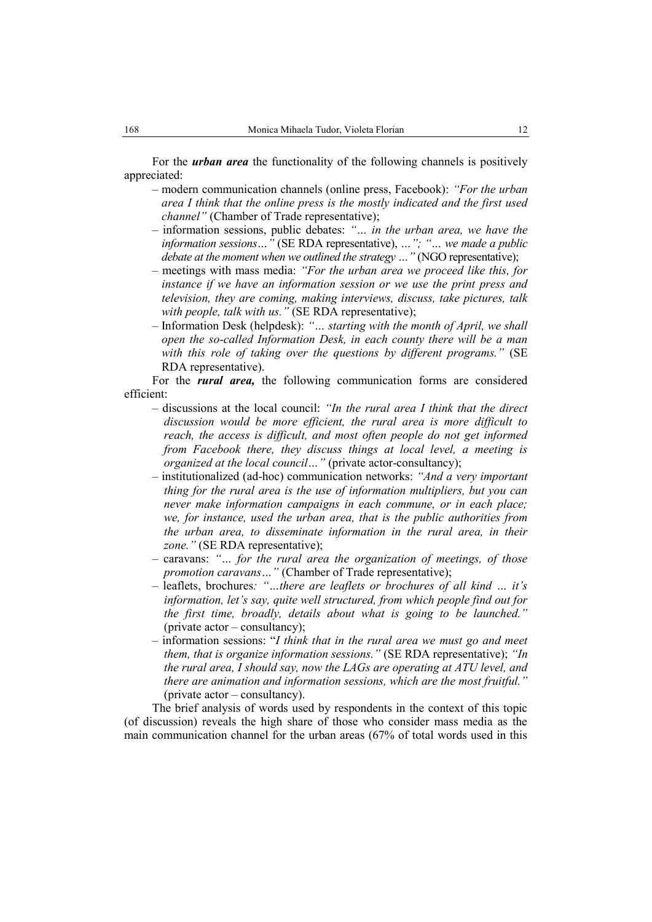For the ***urban area*** the functionality of the following channels is positively appreciated:

- modern communication channels (online press, Facebook): *"For the urban area I think that the online press is the mostly indicated and the first used channel"* (Chamber of Trade representative);
- information sessions, public debates: *"… in the urban area, we have the information sessions…"* (SE RDA representative), *…"; "… we made a public debate at the moment when we outlined the strategy …"* (NGO representative);
- meetings with mass media: *"For the urban area we proceed like this, for instance if we have an information session or we use the print press and television, they are coming, making interviews, discuss, take pictures, talk with people, talk with us."* (SE RDA representative);
- Information Desk (helpdesk): *"… starting with the month of April, we shall open the so-called Information Desk, in each county there will be a man with this role of taking over the questions by different programs."* (SE RDA representative).

For the ***rural area,*** the following communication forms are considered efficient:

- discussions at the local council: *"In the rural area I think that the direct discussion would be more efficient, the rural area is more difficult to reach, the access is difficult, and most often people do not get informed from Facebook there, they discuss things at local level, a meeting is organized at the local council…"* (private actor-consultancy);
- institutionalized (ad-hoc) communication networks: *"And a very important thing for the rural area is the use of information multipliers, but you can never make information campaigns in each commune, or in each place; we, for instance, used the urban area, that is the public authorities from the urban area, to disseminate information in the rural area, in their zone."* (SE RDA representative);
- caravans: *"… for the rural area the organization of meetings, of those promotion caravans…"* (Chamber of Trade representative);
- leaflets, brochures*: "…there are leaflets or brochures of all kind … it's information, let's say, quite well structured, from which people find out for the first time, broadly, details about what is going to be launched."* (private actor – consultancy);
- information sessions: "*I think that in the rural area we must go and meet them, that is organize information sessions."* (SE RDA representative); *"In the rural area, I should say, now the LAGs are operating at ATU level, and there are animation and information sessions, which are the most fruitful."* (private actor – consultancy).

The brief analysis of words used by respondents in the context of this topic (of discussion) reveals the high share of those who consider mass media as the main communication channel for the urban areas (67% of total words used in this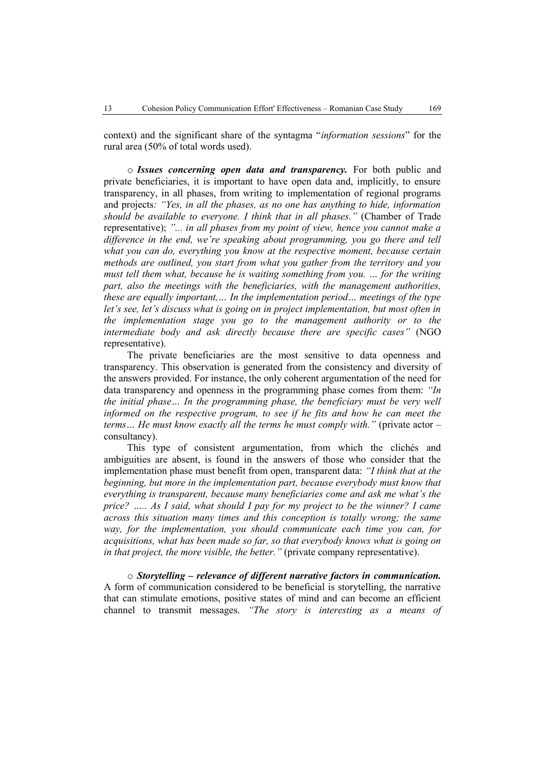context) and the significant share of the syntagma "*information sessions*" for the rural area (50% of total words used).

○ ***Issues concerning open data and transparency.*** For both public and private beneficiaries, it is important to have open data and, implicitly, to ensure transparency, in all phases, from writing to implementation of regional programs and projects*: "Yes, in all the phases, as no one has anything to hide, information should be available to everyone. I think that in all phases."* (Chamber of Trade representative); *"... in all phases from my point of view, hence you cannot make a difference in the end, we're speaking about programming, you go there and tell what you can do, everything you know at the respective moment, because certain methods are outlined, you start from what you gather from the territory and you must tell them what, because he is waiting something from you. … for the writing part, also the meetings with the beneficiaries, with the management authorities, these are equally important,… In the implementation period… meetings of the type let's see, let's discuss what is going on in project implementation, but most often in the implementation stage you go to the management authority or to the intermediate body and ask directly because there are specific cases"* (NGO representative).

The private beneficiaries are the most sensitive to data openness and transparency. This observation is generated from the consistency and diversity of the answers provided. For instance, the only coherent argumentation of the need for data transparency and openness in the programming phase comes from them: *"In the initial phase… In the programming phase, the beneficiary must be very well informed on the respective program, to see if he fits and how he can meet the terms… He must know exactly all the terms he must comply with."* (private actor – consultancy).

This type of consistent argumentation, from which the clichés and ambiguities are absent, is found in the answers of those who consider that the implementation phase must benefit from open, transparent data: *"I think that at the beginning, but more in the implementation part, because everybody must know that everything is transparent, because many beneficiaries come and ask me what's the price? ….. As I said, what should I pay for my project to be the winner? I came across this situation many times and this conception is totally wrong; the same way, for the implementation, you should communicate each time you can, for acquisitions, what has been made so far, so that everybody knows what is going on in that project, the more visible, the better."* (private company representative).

○ ***Storytelling – relevance of different narrative factors in communication.*** A form of communication considered to be beneficial is storytelling, the narrative that can stimulate emotions, positive states of mind and can become an efficient channel to transmit messages. *"The story is interesting as a means of*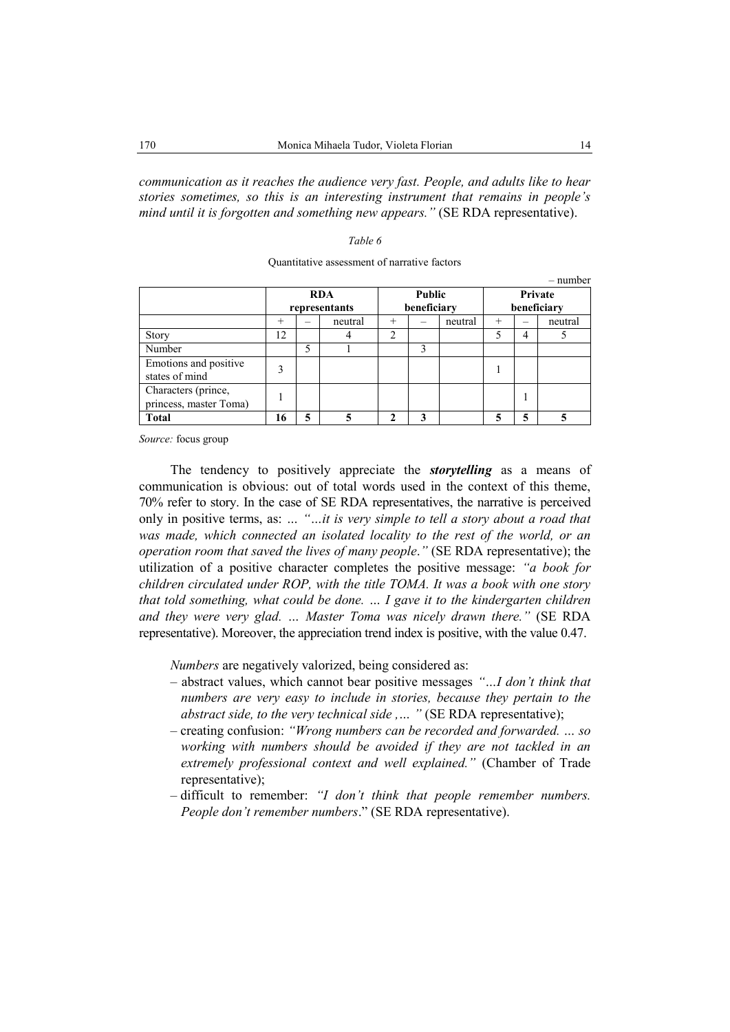*communication as it reaches the audience very fast. People, and adults like to hear stories sometimes, so this is an interesting instrument that remains in people's mind until it is forgotten and something new appears."* (SE RDA representative).

*Table 6*

Quantitative assessment of narrative factors

– number

| | RDA representants | | | Public beneficiary | | | Private beneficiary | | |
|---|---|---|---|---|---|---|---|---|---|
| | + | – | neutral | + | – | neutral | + | – | neutral |
| Story | 12 | | 4 | 2 | | | 5 | 4 | 5 |
| Number | | 5 | 1 | | 3 | | | | |
| Emotions and positive states of mind | 3 | | | | | | 1 | | |
| Characters (prince, princess, master Toma) | 1 | | | | | | | 1 | |
| **Total** | **16** | **5** | **5** | **2** | **3** | | **5** | **5** | **5** |

*Source:* focus group

The tendency to positively appreciate the ***storytelling*** as a means of communication is obvious: out of total words used in the context of this theme, 70% refer to story. In the case of SE RDA representatives, the narrative is perceived only in positive terms, as: *... "...it is very simple to tell a story about a road that was made, which connected an isolated locality to the rest of the world, or an operation room that saved the lives of many people."* (SE RDA representative); the utilization of a positive character completes the positive message: *"a book for children circulated under ROP, with the title TOMA. It was a book with one story that told something, what could be done. ... I gave it to the kindergarten children and they were very glad. ... Master Toma was nicely drawn there."* (SE RDA representative). Moreover, the appreciation trend index is positive, with the value 0.47.

*Numbers* are negatively valorized, being considered as:

– abstract values, which cannot bear positive messages *"...I don't think that numbers are very easy to include in stories, because they pertain to the abstract side, to the very technical side ,... "* (SE RDA representative);

– creating confusion: *"Wrong numbers can be recorded and forwarded. ... so working with numbers should be avoided if they are not tackled in an extremely professional context and well explained."* (Chamber of Trade representative);

– difficult to remember: *"I don't think that people remember numbers. People don't remember numbers*." (SE RDA representative).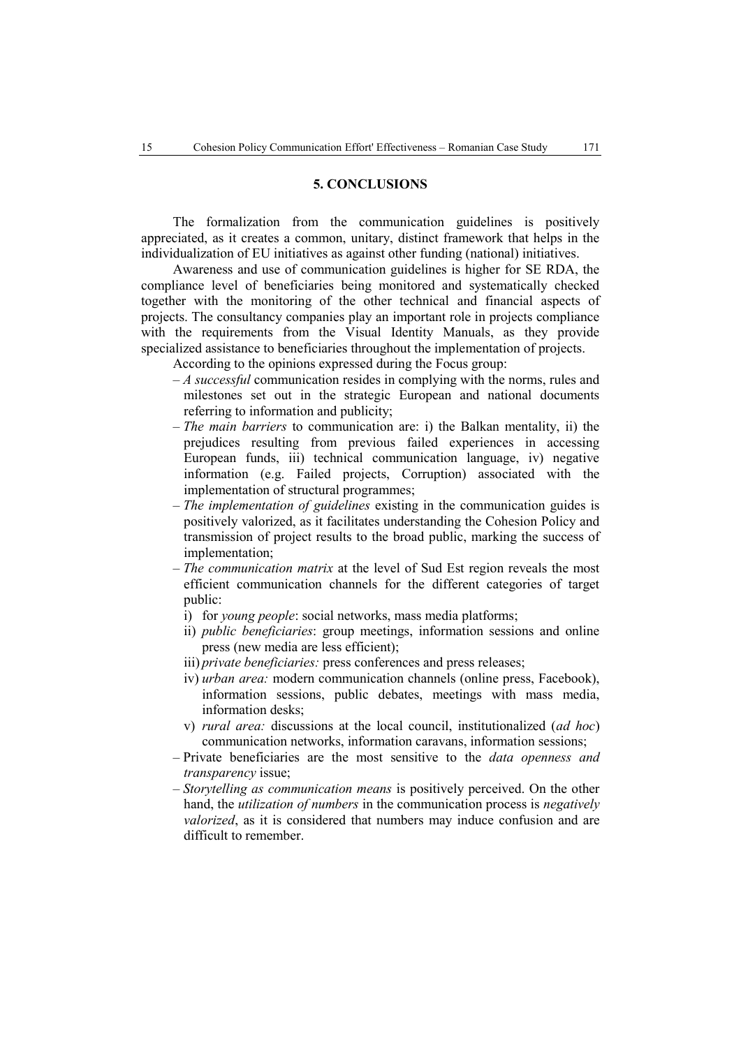## 5. CONCLUSIONS

The formalization from the communication guidelines is positively appreciated, as it creates a common, unitary, distinct framework that helps in the individualization of EU initiatives as against other funding (national) initiatives.

Awareness and use of communication guidelines is higher for SE RDA, the compliance level of beneficiaries being monitored and systematically checked together with the monitoring of the other technical and financial aspects of projects. The consultancy companies play an important role in projects compliance with the requirements from the Visual Identity Manuals, as they provide specialized assistance to beneficiaries throughout the implementation of projects.

According to the opinions expressed during the Focus group:

- *A successful* communication resides in complying with the norms, rules and milestones set out in the strategic European and national documents referring to information and publicity;
- *The main barriers* to communication are: i) the Balkan mentality, ii) the prejudices resulting from previous failed experiences in accessing European funds, iii) technical communication language, iv) negative information (e.g. Failed projects, Corruption) associated with the implementation of structural programmes;
- *The implementation of guidelines* existing in the communication guides is positively valorized, as it facilitates understanding the Cohesion Policy and transmission of project results to the broad public, marking the success of implementation;
- *The communication matrix* at the level of Sud Est region reveals the most efficient communication channels for the different categories of target public:
  - i) for *young people*: social networks, mass media platforms;
  - ii) *public beneficiaries*: group meetings, information sessions and online press (new media are less efficient);
  - iii) *private beneficiaries:* press conferences and press releases;
  - iv) *urban area:* modern communication channels (online press, Facebook), information sessions, public debates, meetings with mass media, information desks;
  - v) *rural area:* discussions at the local council, institutionalized (*ad hoc*) communication networks, information caravans, information sessions;
- Private beneficiaries are the most sensitive to the *data openness and transparency* issue;
- *Storytelling as communication means* is positively perceived. On the other hand, the *utilization of numbers* in the communication process is *negatively valorized*, as it is considered that numbers may induce confusion and are difficult to remember.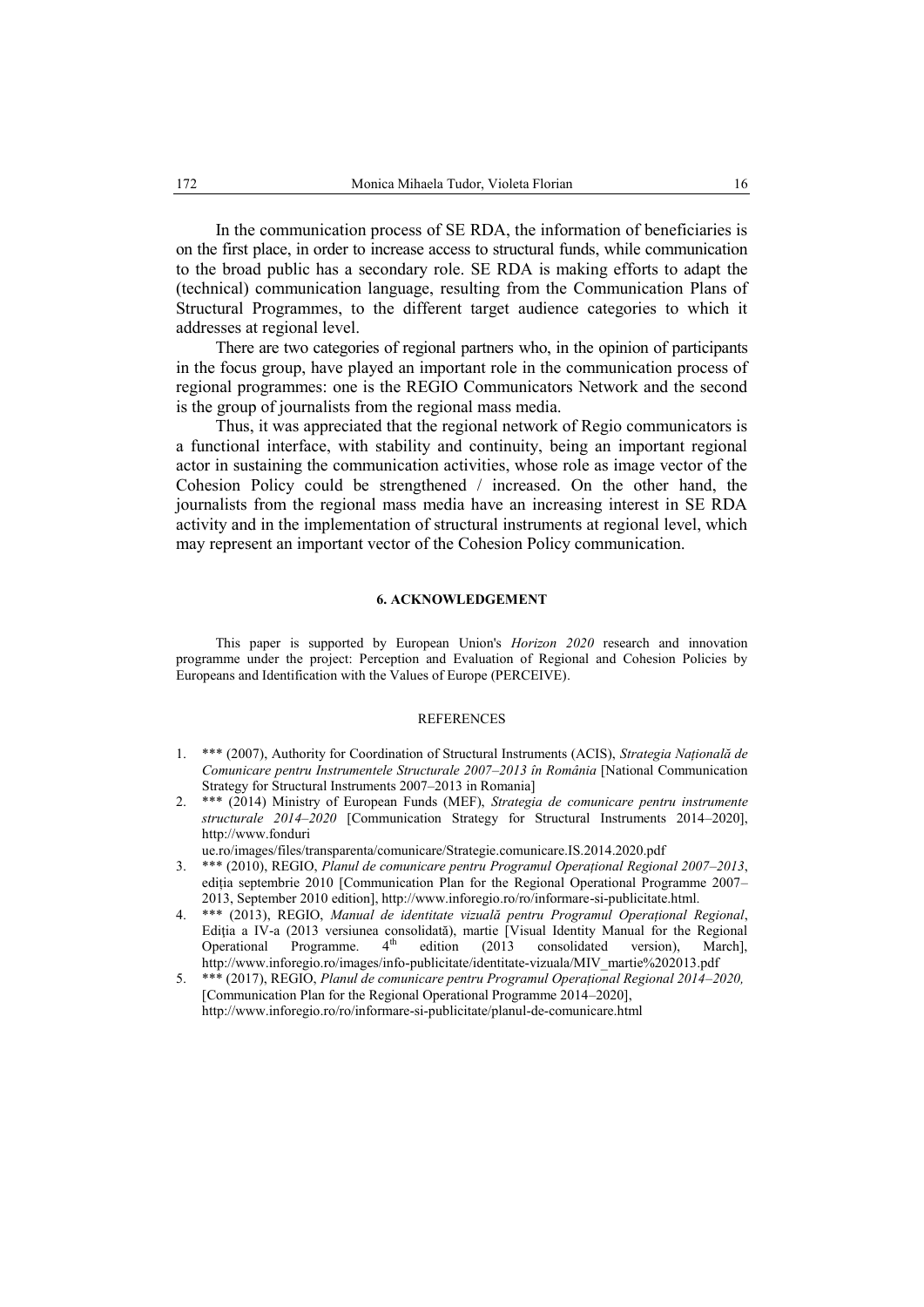In the communication process of SE RDA, the information of beneficiaries is on the first place, in order to increase access to structural funds, while communication to the broad public has a secondary role. SE RDA is making efforts to adapt the (technical) communication language, resulting from the Communication Plans of Structural Programmes, to the different target audience categories to which it addresses at regional level.

There are two categories of regional partners who, in the opinion of participants in the focus group, have played an important role in the communication process of regional programmes: one is the REGIO Communicators Network and the second is the group of journalists from the regional mass media.

Thus, it was appreciated that the regional network of Regio communicators is a functional interface, with stability and continuity, being an important regional actor in sustaining the communication activities, whose role as image vector of the Cohesion Policy could be strengthened / increased. On the other hand, the journalists from the regional mass media have an increasing interest in SE RDA activity and in the implementation of structural instruments at regional level, which may represent an important vector of the Cohesion Policy communication.

## 6. ACKNOWLEDGEMENT

This paper is supported by European Union's *Horizon 2020* research and innovation programme under the project: Perception and Evaluation of Regional and Cohesion Policies by Europeans and Identification with the Values of Europe (PERCEIVE).

## REFERENCES

1. *** (2007), Authority for Coordination of Structural Instruments (ACIS), *Strategia Națională de Comunicare pentru Instrumentele Structurale 2007–2013 în România* [National Communication Strategy for Structural Instruments 2007–2013 in Romania]
2. *** (2014) Ministry of European Funds (MEF), *Strategia de comunicare pentru instrumente structurale 2014–2020* [Communication Strategy for Structural Instruments 2014–2020], http://www.fonduri ue.ro/images/files/transparenta/comunicare/Strategie.comunicare.IS.2014.2020.pdf
3. *** (2010), REGIO, *Planul de comunicare pentru Programul Operațional Regional 2007–2013*, ediția septembrie 2010 [Communication Plan for the Regional Operational Programme 2007–2013, September 2010 edition], http://www.inforegio.ro/ro/informare-si-publicitate.html.
4. *** (2013), REGIO, *Manual de identitate vizuală pentru Programul Operațional Regional*, Ediția a IV-a (2013 versiunea consolidată), martie [Visual Identity Manual for the Regional Operational Programme. 4th edition (2013 consolidated version), March], http://www.inforegio.ro/images/info-publicitate/identitate-vizuala/MIV_martie%202013.pdf
5. *** (2017), REGIO, *Planul de comunicare pentru Programul Operațional Regional 2014–2020,* [Communication Plan for the Regional Operational Programme 2014–2020], http://www.inforegio.ro/ro/informare-si-publicitate/planul-de-comunicare.html